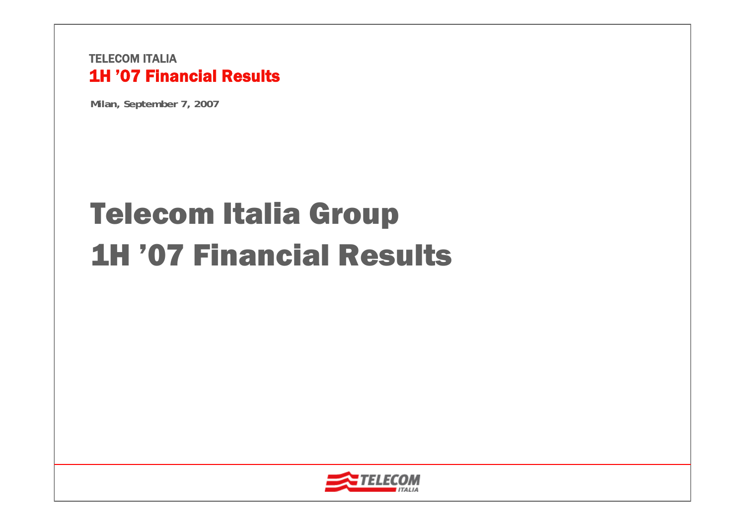TELECOM ITALIA

**1H ’07 Financial Results**

**Milan, September 7, 2007**

# Telecom Italia Group
# 1H ’07 Financial Results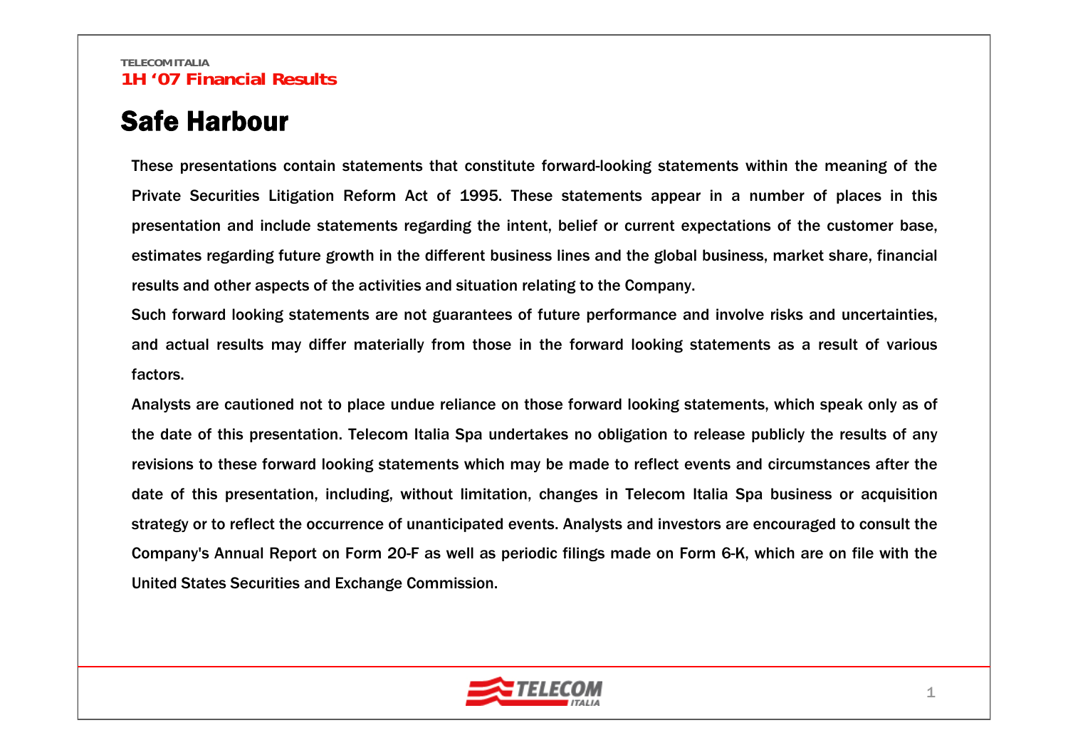# Safe Harbour

These presentations contain statements that constitute forward-looking statements within the meaning of the Private Securities Litigation Reform Act of 1995. These statements appear in a number of places in this presentation and include statements regarding the intent, belief or current expectations of the customer base, estimates regarding future growth in the different business lines and the global business, market share, financial results and other aspects of the activities and situation relating to the Company.

Such forward looking statements are not guarantees of future performance and involve risks and uncertainties, and actual results may differ materially from those in the forward looking statements as a result of various factors.

Analysts are cautioned not to place undue reliance on those forward looking statements, which speak only as of the date of this presentation. Telecom Italia Spa undertakes no obligation to release publicly the results of any revisions to these forward looking statements which may be made to reflect events and circumstances after the date of this presentation, including, without limitation, changes in Telecom Italia Spa business or acquisition strategy or to reflect the occurrence of unanticipated events. Analysts and investors are encouraged to consult the Company's Annual Report on Form 20-F as well as periodic filings made on Form 6-K, which are on file with the United States Securities and Exchange Commission.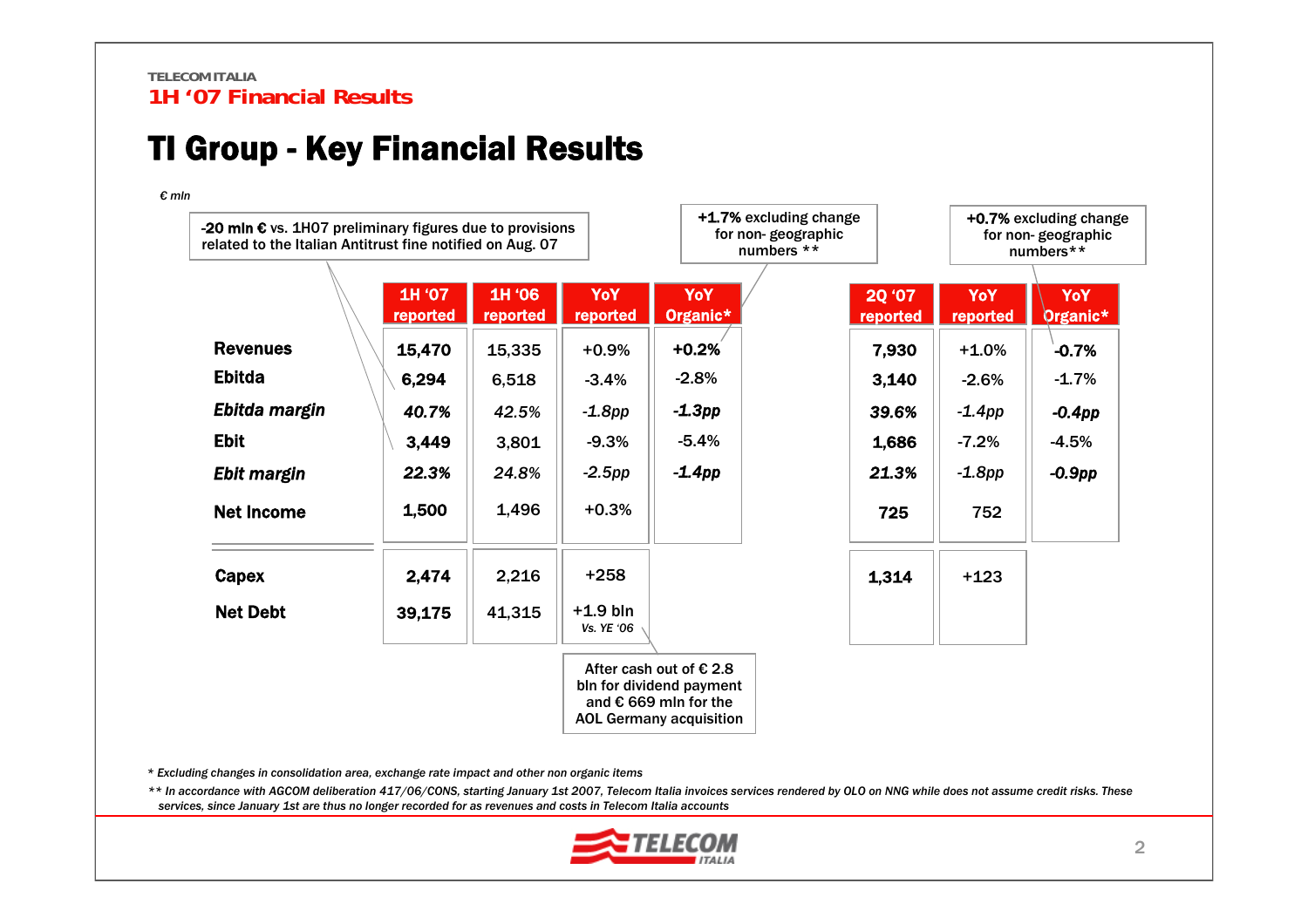TELECOM ITALIA

**1H '07 Financial Results**

# TI Group - Key Financial Results

*€ mln*

**-20 mln €** vs. 1H07 preliminary figures due to provisions related to the Italian Antitrust fine notified on Aug. 07

**+1.7%** excluding change for non- geographic numbers **

**+0.7%** excluding change for non- geographic numbers**

| | 1H '07 reported | 1H '06 reported | YoY reported | YoY Organic* | 2Q '07 reported | YoY reported | YoY Organic* |
|---|---|---|---|---|---|---|---|
| Revenues | **15,470** | 15,335 | +0.9% | **+0.2%** | **7,930** | +1.0% | **-0.7%** |
| Ebitda | **6,294** | 6,518 | -3.4% | -2.8% | **3,140** | -2.6% | -1.7% |
| *Ebitda margin* | ***40.7%*** | *42.5%* | *-1.8pp* | ***-1.3pp*** | ***39.6%*** | *-1.4pp* | ***-0.4pp*** |
| Ebit | **3,449** | 3,801 | -9.3% | -5.4% | **1,686** | -7.2% | -4.5% |
| *Ebit margin* | ***22.3%*** | *24.8%* | *-2.5pp* | ***-1.4pp*** | ***21.3%*** | *-1.8pp* | ***-0.9pp*** |
| Net Income | **1,500** | 1,496 | +0.3% | | **725** | 752 | |
| Capex | **2,474** | 2,216 | +258 | | **1,314** | +123 | |
| Net Debt | **39,175** | 41,315 | +1.9 bln *Vs. YE '06* | | | | |

After cash out of € 2.8 bln for dividend payment and € 669 mln for the AOL Germany acquisition

*\* Excluding changes in consolidation area, exchange rate impact and other non organic items*

*\*\* In accordance with AGCOM deliberation 417/06/CONS, starting January 1st 2007, Telecom Italia invoices services rendered by OLO on NNG while does not assume credit risks. These services, since January 1st are thus no longer recorded for as revenues and costs in Telecom Italia accounts*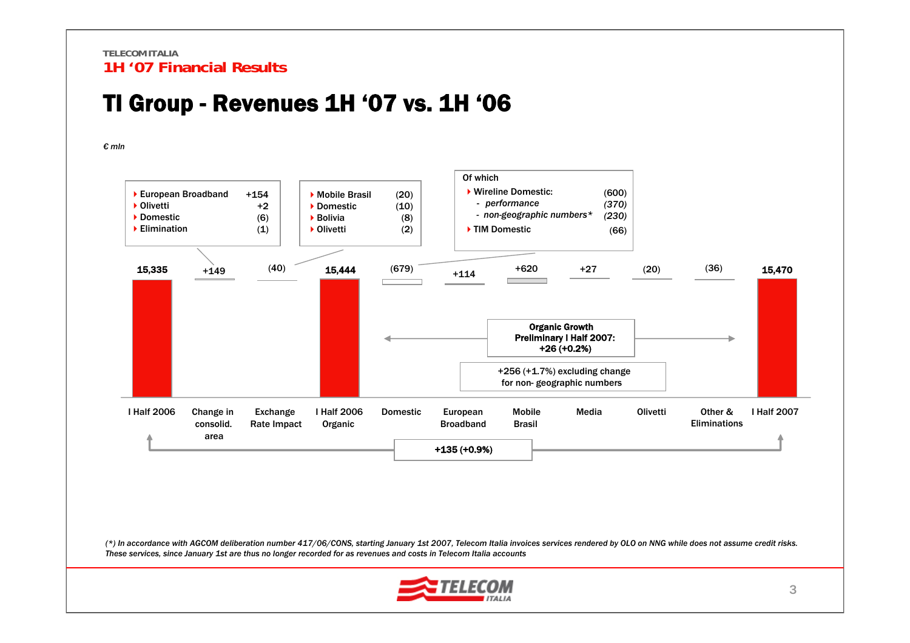# TI Group - Revenues 1H '07 vs. 1H '06

*€ mln*

| | I Half 2006 | Change in consolid. area | Exchange Rate Impact | I Half 2006 Organic | Domestic | European Broadband | Mobile Brasil | Media | Olivetti | Other & Eliminations | I Half 2007 |
|---|---|---|---|---|---|---|---|---|---|---|---|
| € mln | 15,335 | +149 | (40) | 15,444 | (679) | +114 | +620 | +27 | (20) | (36) | 15,470 |

**Change in consolid. area (+149):**
- European Broadband +154
- Olivetti +2
- Domestic (6)
- Elimination (1)

**Exchange Rate Impact (40):**
- Mobile Brasil (20)
- Domestic (10)
- Bolivia (8)
- Olivetti (2)

**Domestic (679) – Of which:**
- Wireline Domestic: (600)
  - *performance* *(370)*
  - *non-geographic numbers** *(230)*
- TIM Domestic (66)

**Organic Growth Preliminary I Half 2007: +26 (+0.2%)**

+256 (+1.7%) excluding change for non- geographic numbers

**+135 (+0.9%)** (I Half 2006 to I Half 2007)

*(*) In accordance with AGCOM deliberation number 417/06/CONS, starting January 1st 2007, Telecom Italia invoices services rendered by OLO on NNG while does not assume credit risks. These services, since January 1st are thus no longer recorded for as revenues and costs in Telecom Italia accounts*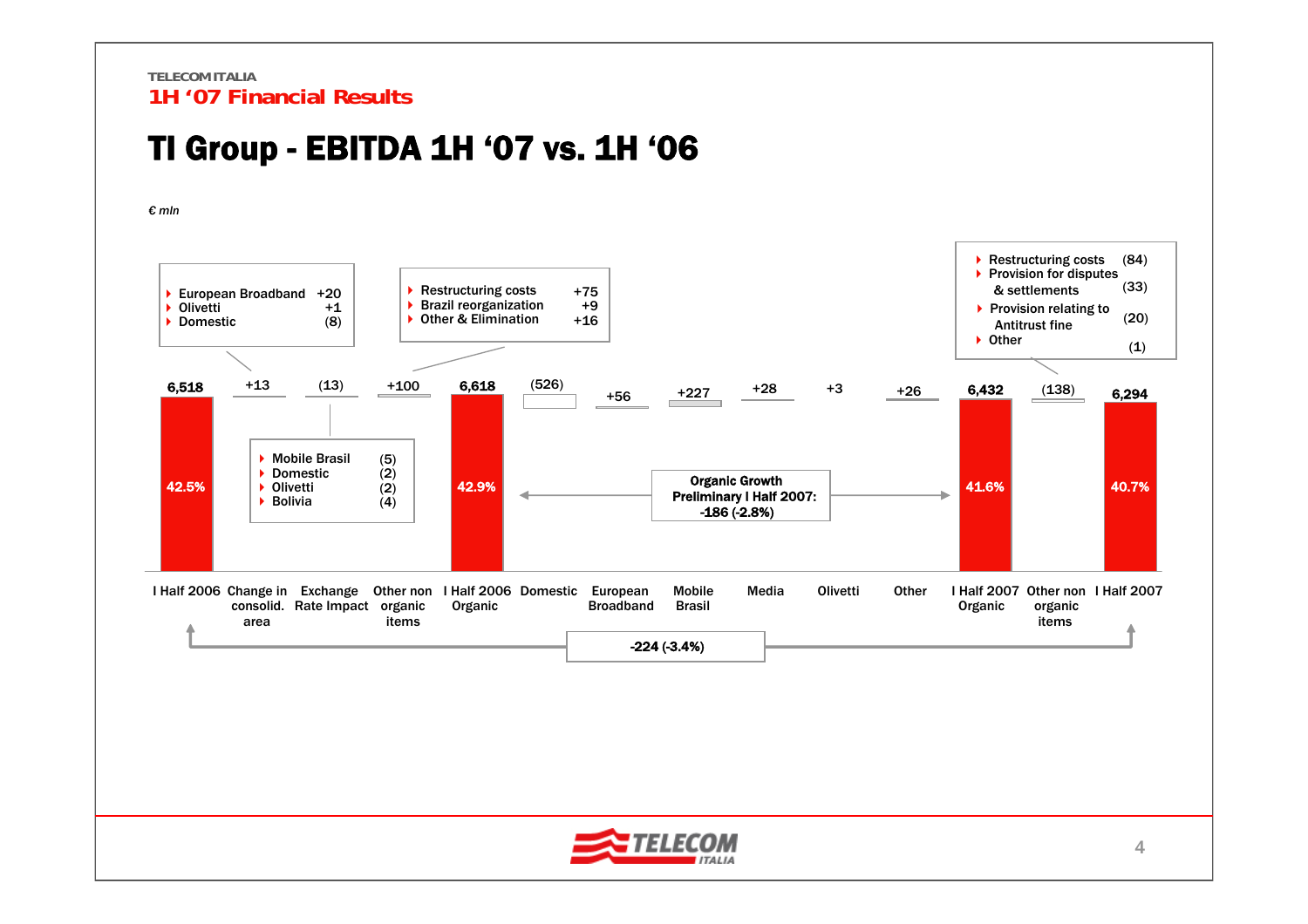TELECOM ITALIA

## 1H '07 Financial Results

# TI Group - EBITDA 1H '07 vs. 1H '06

*€ mln*

| | I Half 2006 | Change in consolid. area | Exchange Rate Impact | Other non organic items | I Half 2006 Organic | Domestic | European Broadband | Mobile Brasil | Media | Olivetti | Other | I Half 2007 Organic | Other non organic items | I Half 2007 |
|---|---|---|---|---|---|---|---|---|---|---|---|---|---|---|
| Value | 6,518 | +13 | (13) | +100 | 6,618 | (526) | +56 | +227 | +28 | +3 | +26 | 6,432 | (138) | 6,294 |
| EBITDA margin | 42.5% | | | | 42.9% | | | | | | | 41.6% | | 40.7% |

**Change in consolid. area (+13):**
- European Broadband +20
- Olivetti +1
- Domestic (8)

**Exchange Rate Impact (13):**
- Mobile Brasil (5)
- Domestic (2)
- Olivetti (2)
- Bolivia (4)

**Other non organic items 1H '06 (+100):**
- Restructuring costs +75
- Brazil reorganization +9
- Other & Elimination +16

**Other non organic items 1H '07 (138):**
- Restructuring costs (84)
- Provision for disputes & settlements (33)
- Provision relating to Antitrust fine (20)
- Other (1)

Organic Growth Preliminary I Half 2007: -186 (-2.8%)

I Half 2006 vs. I Half 2007: -224 (-3.4%)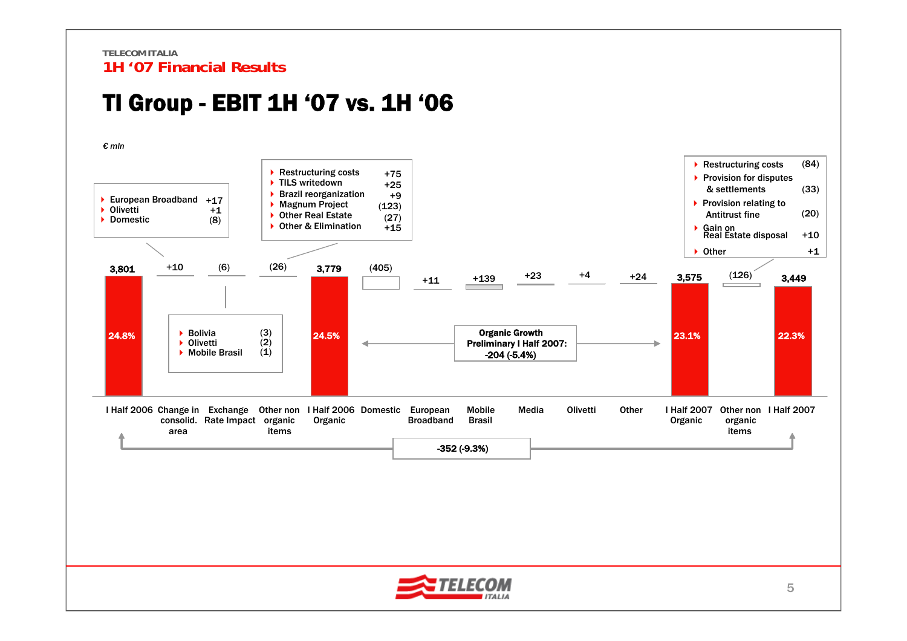TELECOM ITALIA

**1H '07 Financial Results**

# TI Group - EBIT 1H '07 vs. 1H '06

*€ mln*

| | I Half 2006 | Change in consolid. area | Exchange Rate Impact | Other non organic items | I Half 2006 Organic | Domestic | European Broadband | Mobile Brasil | Media | Olivetti | Other | I Half 2007 Organic | Other non organic items | I Half 2007 |
|---|---|---|---|---|---|---|---|---|---|---|---|---|---|---|
| EBIT | 3,801 | +10 | (6) | (26) | 3,779 | (405) | +11 | +139 | +23 | +4 | +24 | 3,575 | (126) | 3,449 |
| Margin | 24.8% | | | | 24.5% | | | | | | | 23.1% | | 22.3% |

Change in consolid. area:
- European Broadband +17
- Olivetti +1
- Domestic (8)

Exchange Rate Impact:
- Bolivia (3)
- Olivetti (2)
- Mobile Brasil (1)

Other non organic items (1H '06):
- Restructuring costs +75
- TILS writedown +25
- Brazil reorganization +9
- Magnum Project (123)
- Other Real Estate (27)
- Other & Elimination +15

Other non organic items (1H '07):
- Restructuring costs (84)
- Provision for disputes & settlements (33)
- Provision relating to Antitrust fine (20)
- Gain on Real Estate disposal +10
- Other +1

**Organic Growth Preliminary I Half 2007: -204 (-5.4%)**

**-352 (-9.3%)**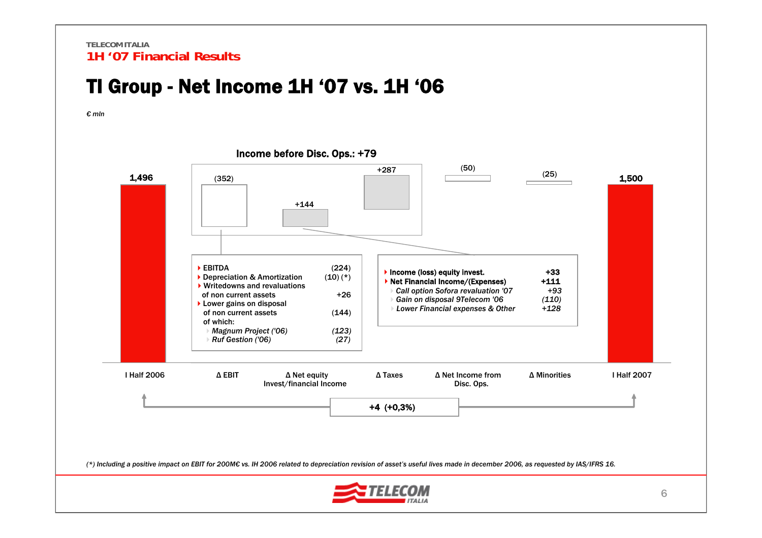# TI Group - Net Income 1H '07 vs. 1H '06

*€ mln*

**Income before Disc. Ops.: +79**

| I Half 2006 | Δ EBIT | Δ Net equity Invest/financial Income | Δ Taxes | Δ Net Income from Disc. Ops. | Δ Minorities | I Half 2007 |
|---|---|---|---|---|---|---|
| 1,496 | (352) | +144 | +287 | (50) | (25) | 1,500 |

**+4 (+0,3%)**

**Δ EBIT:**

| | |
|---|---|
| EBITDA | (224) |
| Depreciation & Amortization | (10) (*) |
| Writedowns and revaluations of non current assets | +26 |
| Lower gains on disposal of non current assets | (144) |
| of which: | |
| *Magnum Project ('06)* | *(123)* |
| *Ruf Gestion ('06)* | *(27)* |

**Δ Net equity Invest/financial Income:**

| | |
|---|---|
| **Income (loss) equity invest.** | **+33** |
| **Net Financial Income/(Expenses)** | **+111** |
| *Call option Sofora revaluation '07* | *+93* |
| *Gain on disposal 9Telecom '06* | *(110)* |
| *Lower Financial expenses & Other* | *+128* |

*(\*) Including a positive impact on EBIT for 200M€ vs. IH 2006 related to depreciation revision of asset's useful lives made in december 2006, as requested by IAS/IFRS 16.*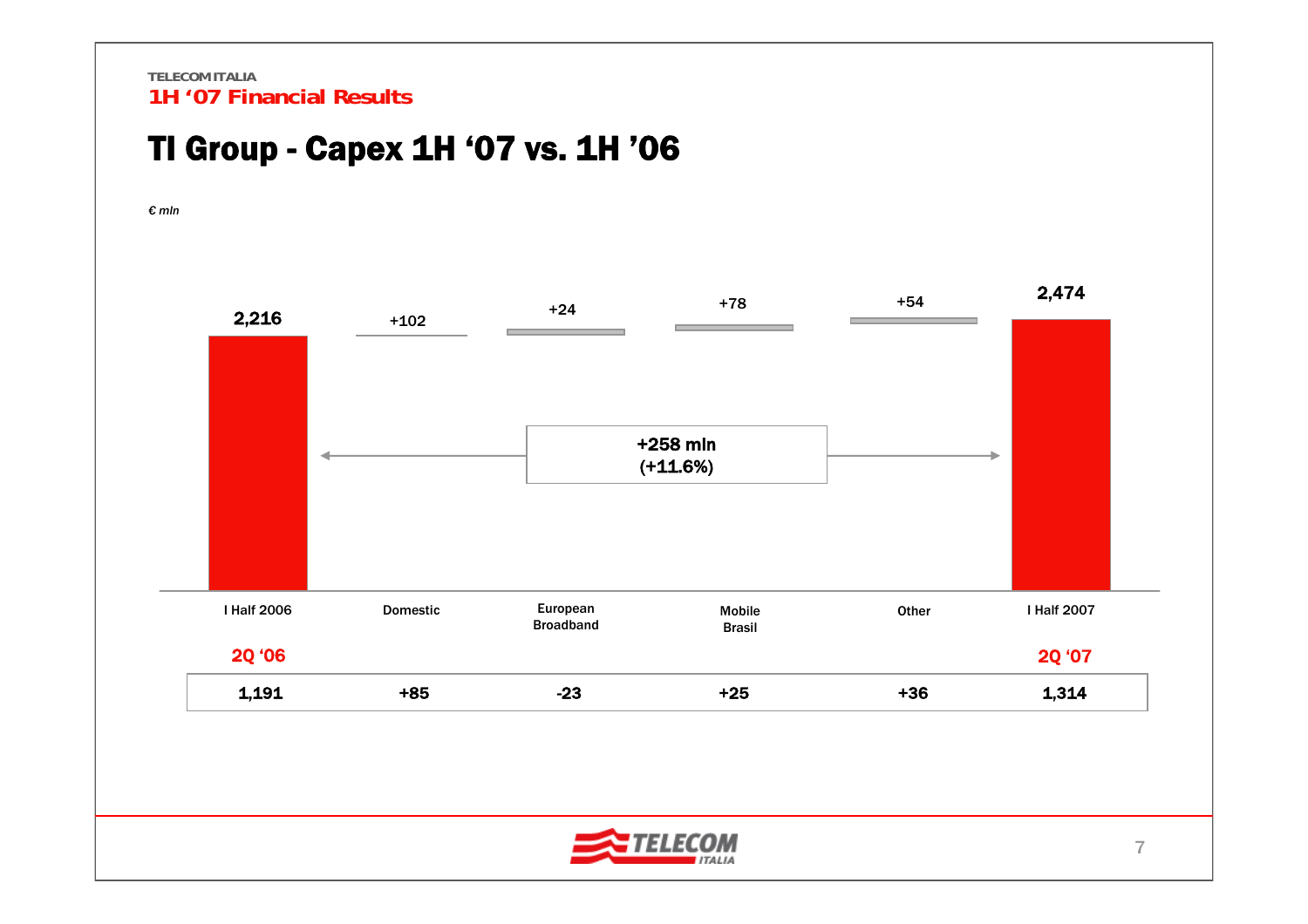TELECOM ITALIA
1H '07 Financial Results

# TI Group - Capex 1H '07 vs. 1H '06

*€ mln*

| | I Half 2006 | Domestic | European Broadband | Mobile Brasil | Other | I Half 2007 |
|---|---|---|---|---|---|---|
| 1H | 2,216 | +102 | +24 | +78 | +54 | 2,474 |
| | 2Q '06 | | | | | 2Q '07 |
| 2Q | 1,191 | +85 | -23 | +25 | +36 | 1,314 |

+258 mln (+11.6%)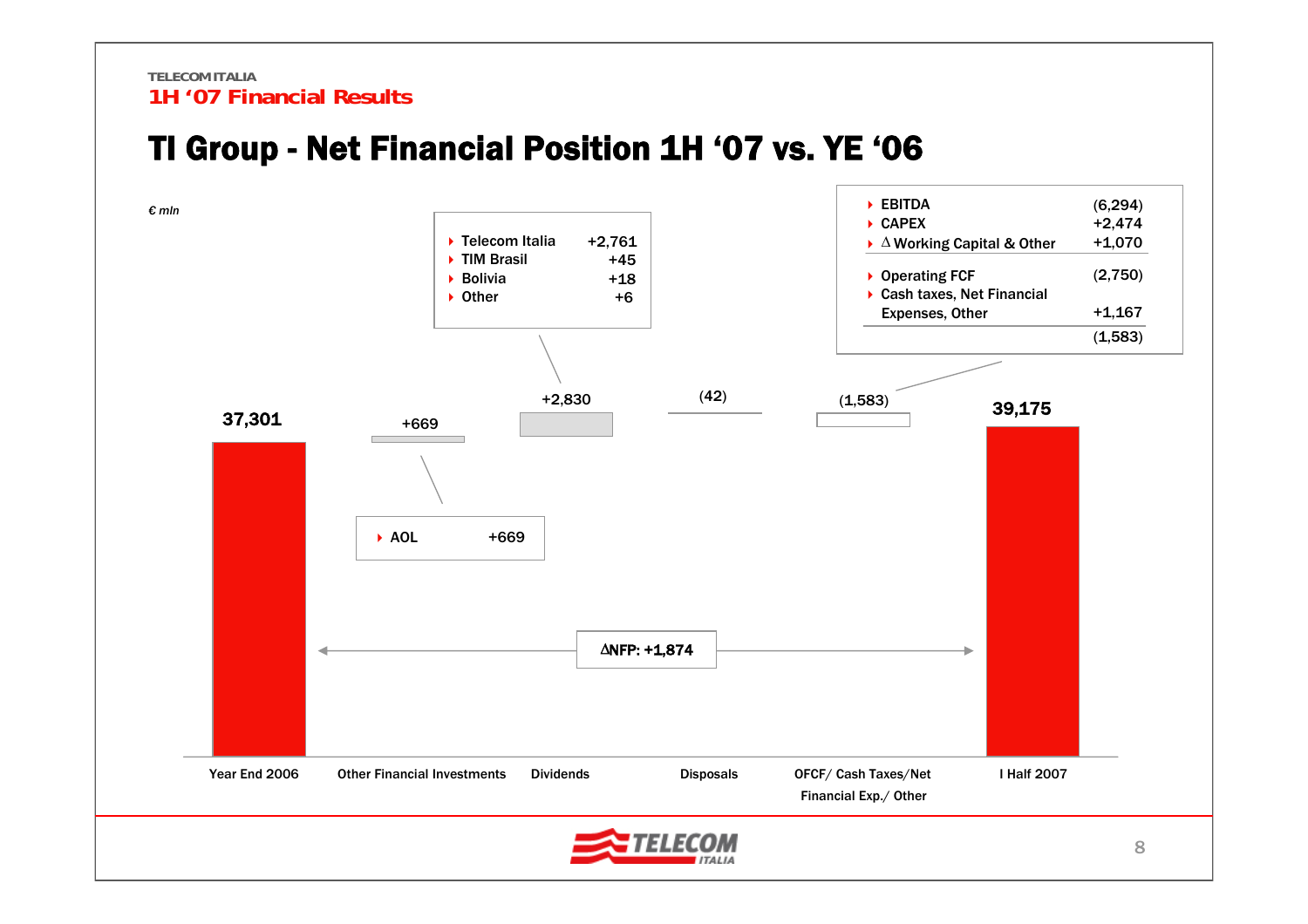TELECOM ITALIA
1H '07 Financial Results

# TI Group - Net Financial Position 1H '07 vs. YE '06

*€ mln*

| Year End 2006 | Other Financial Investments | Dividends | Disposals | OFCF/ Cash Taxes/Net Financial Exp./ Other | I Half 2007 |
|---|---|---|---|---|---|
| 37,301 | +669 | +2,830 | (42) | (1,583) | 39,175 |

ΔNFP: +1,874

**Other Financial Investments:**

| | |
|---|---|
| AOL | +669 |

**Dividends:**

| | |
|---|---|
| Telecom Italia | +2,761 |
| TIM Brasil | +45 |
| Bolivia | +18 |
| Other | +6 |

**OFCF/ Cash Taxes/Net Financial Exp./ Other:**

| | |
|---|---|
| EBITDA | (6,294) |
| CAPEX | +2,474 |
| Δ Working Capital & Other | +1,070 |
| Operating FCF | (2,750) |
| Cash taxes, Net Financial Expenses, Other | +1,167 |
| | (1,583) |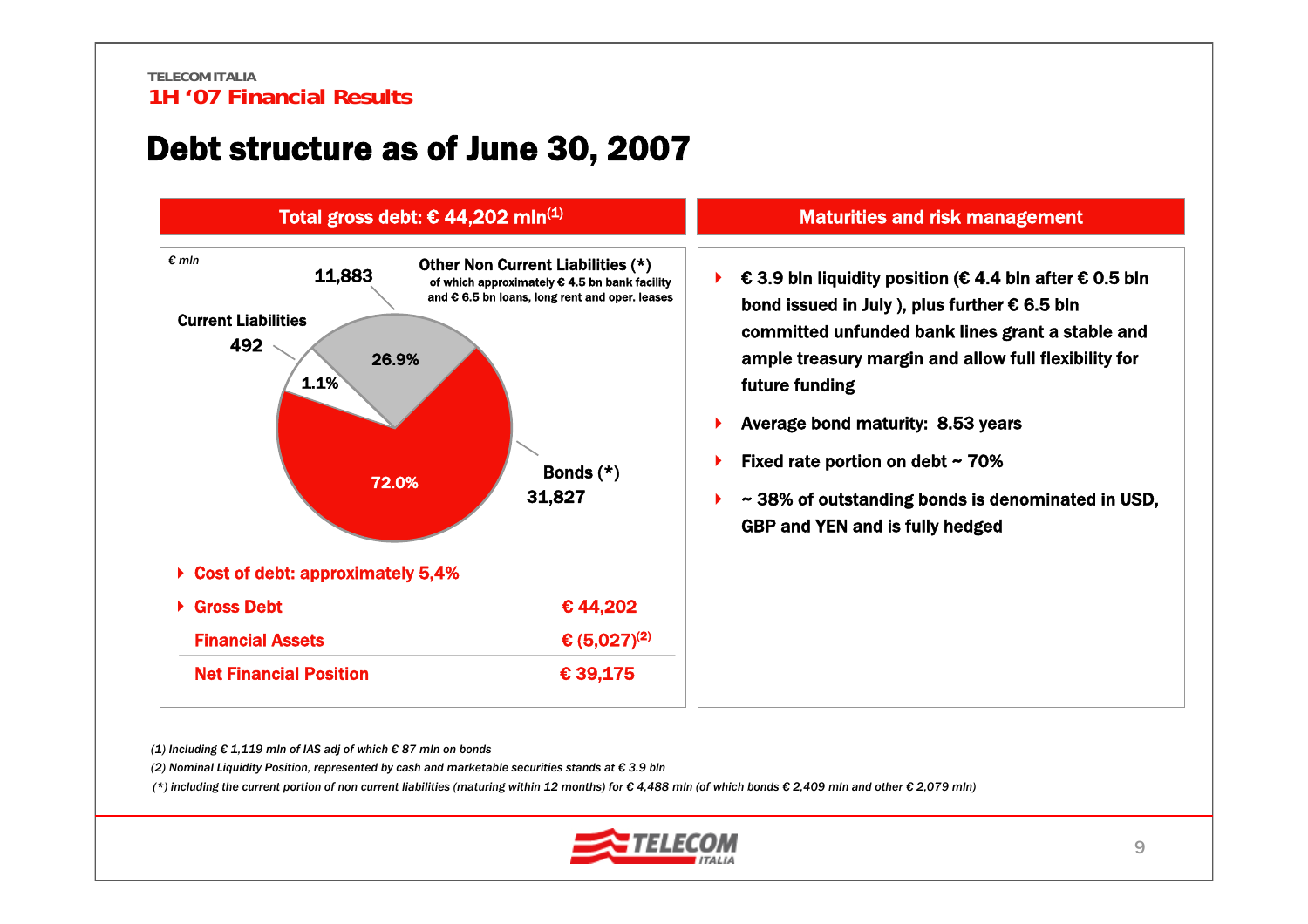TELECOM ITALIA

1H '07 Financial Results

# Debt structure as of June 30, 2007

## Total gross debt: € 44,202 mln(1)

€ mln

| Item | € mln | % |
|---|---|---|
| Other Non Current Liabilities (*) — of which approximately € 4.5 bn bank facility and € 6.5 bn loans, long rent and oper. leases | 11,883 | 26.9% |
| Current Liabilities | 492 | 1.1% |
| Bonds (*) | 31,827 | 72.0% |

- **Cost of debt: approximately 5,4%**

| | |
|---|---|
| **Gross Debt** | **€ 44,202** |
| **Financial Assets** | **€ (5,027)(2)** |
| **Net Financial Position** | **€ 39,175** |

## Maturities and risk management

- **€ 3.9 bln liquidity position (€ 4.4 bln after € 0.5 bln bond issued in July ), plus further € 6.5 bln committed unfunded bank lines grant a stable and ample treasury margin and allow full flexibility for future funding**
- **Average bond maturity: 8.53 years**
- **Fixed rate portion on debt ~ 70%**
- **~ 38% of outstanding bonds is denominated in USD, GBP and YEN and is fully hedged**

*(1) Including € 1,119 mln of IAS adj of which € 87 mln on bonds*

*(2) Nominal Liquidity Position, represented by cash and marketable securities stands at € 3.9 bln*

*(*) including the current portion of non current liabilities (maturing within 12 months) for € 4,488 mln (of which bonds € 2,409 mln and other € 2,079 mln)*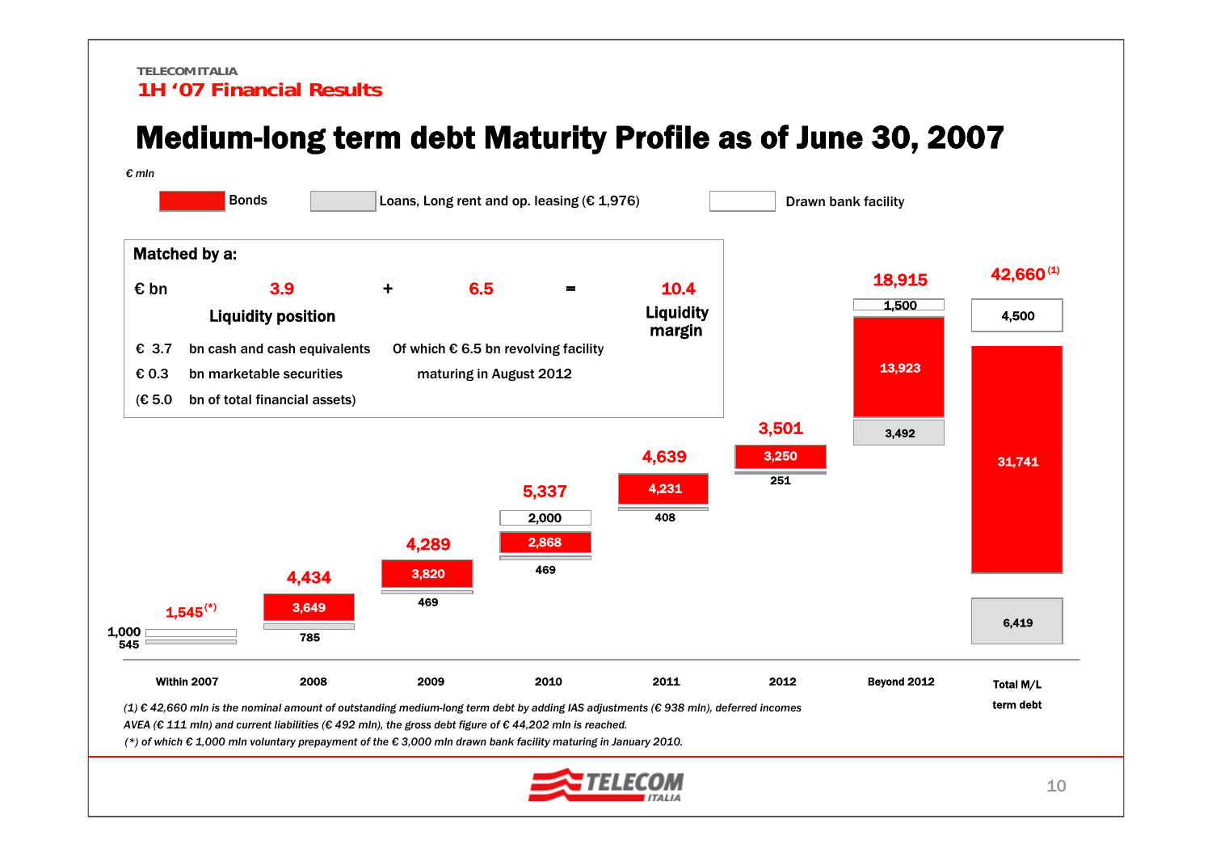TELECOM ITALIA

1H '07 Financial Results

# Medium-long term debt Maturity Profile as of June 30, 2007

€ mln

Legend: Bonds | Loans, Long rent and op. leasing (€ 1,976) | Drawn bank facility

**Matched by a:**

| € bn | 3.9 | + | 6.5 | = | 10.4 |
|---|---|---|---|---|---|
| | **Liquidity position** | | | | **Liquidity margin** |

- € 3.7 bn cash and cash equivalents
- € 0.3 bn marketable securities
- (€ 5.0 bn of total financial assets)

Of which € 6.5 bn revolving facility maturing in August 2012

| | Within 2007 | 2008 | 2009 | 2010 | 2011 | 2012 | Beyond 2012 | Total M/L term debt |
|---|---|---|---|---|---|---|---|---|
| Total | 1,545 (*) | 4,434 | 4,289 | 5,337 | 4,639 | 3,501 | 18,915 | 42,660 (1) |
| Drawn bank facility | 1,000 | | | 2,000 | | | 1,500 | 4,500 |
| Bonds | | 3,649 | 3,820 | 2,868 | 4,231 | 3,250 | 13,923 | 31,741 |
| Loans, Long rent and op. leasing | 545 | 785 | 469 | 469 | 408 | 251 | 3,492 | 6,419 |

*(1) € 42,660 mln is the nominal amount of outstanding medium-long term debt by adding IAS adjustments (€ 938 mln), deferred incomes AVEA (€ 111 mln) and current liabilities (€ 492 mln), the gross debt figure of € 44,202 mln is reached.*

*(\*) of which € 1,000 mln voluntary prepayment of the € 3,000 mln drawn bank facility maturing in January 2010.*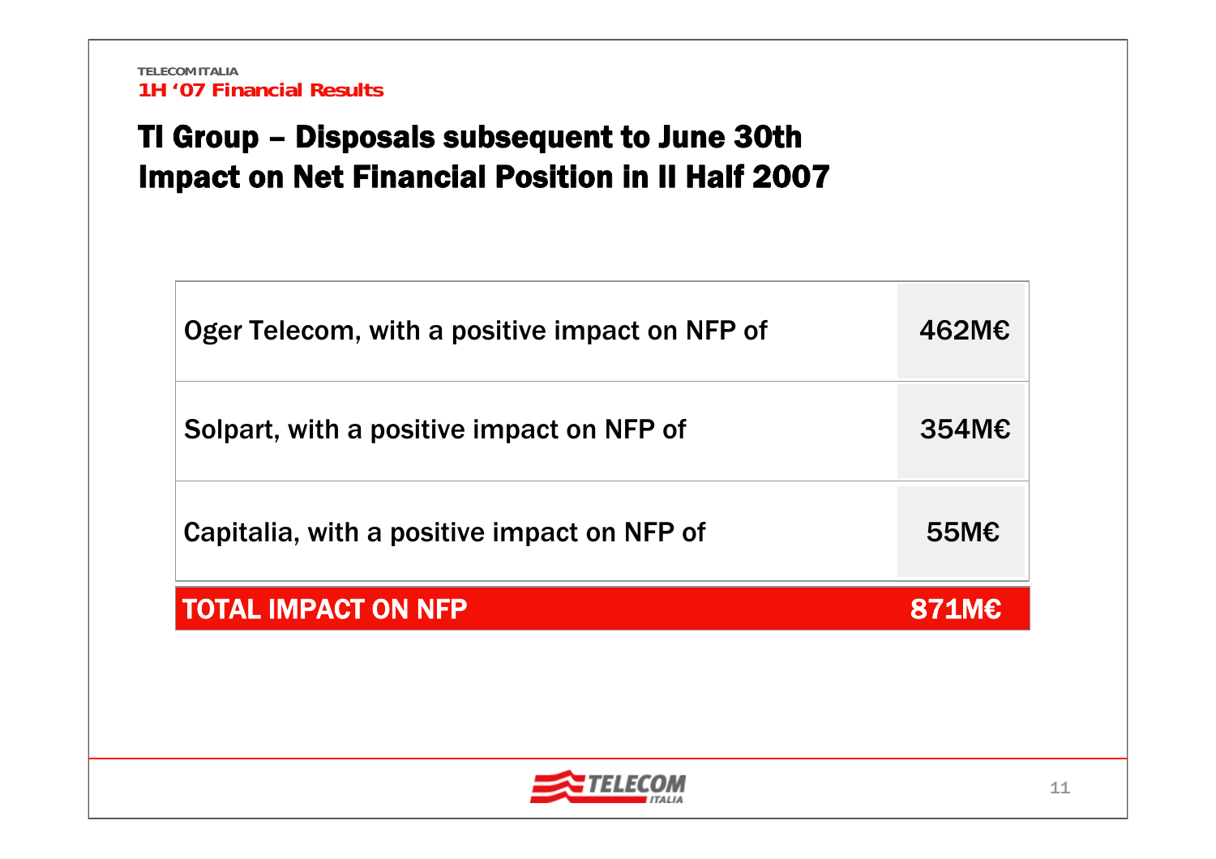# TI Group – Disposals subsequent to June 30th Impact on Net Financial Position in II Half 2007

| | |
|---|---|
| Oger Telecom, with a positive impact on NFP of | 462M€ |
| Solpart, with a positive impact on NFP of | 354M€ |
| Capitalia, with a positive impact on NFP of | 55M€ |
| **TOTAL IMPACT ON NFP** | **871M€** |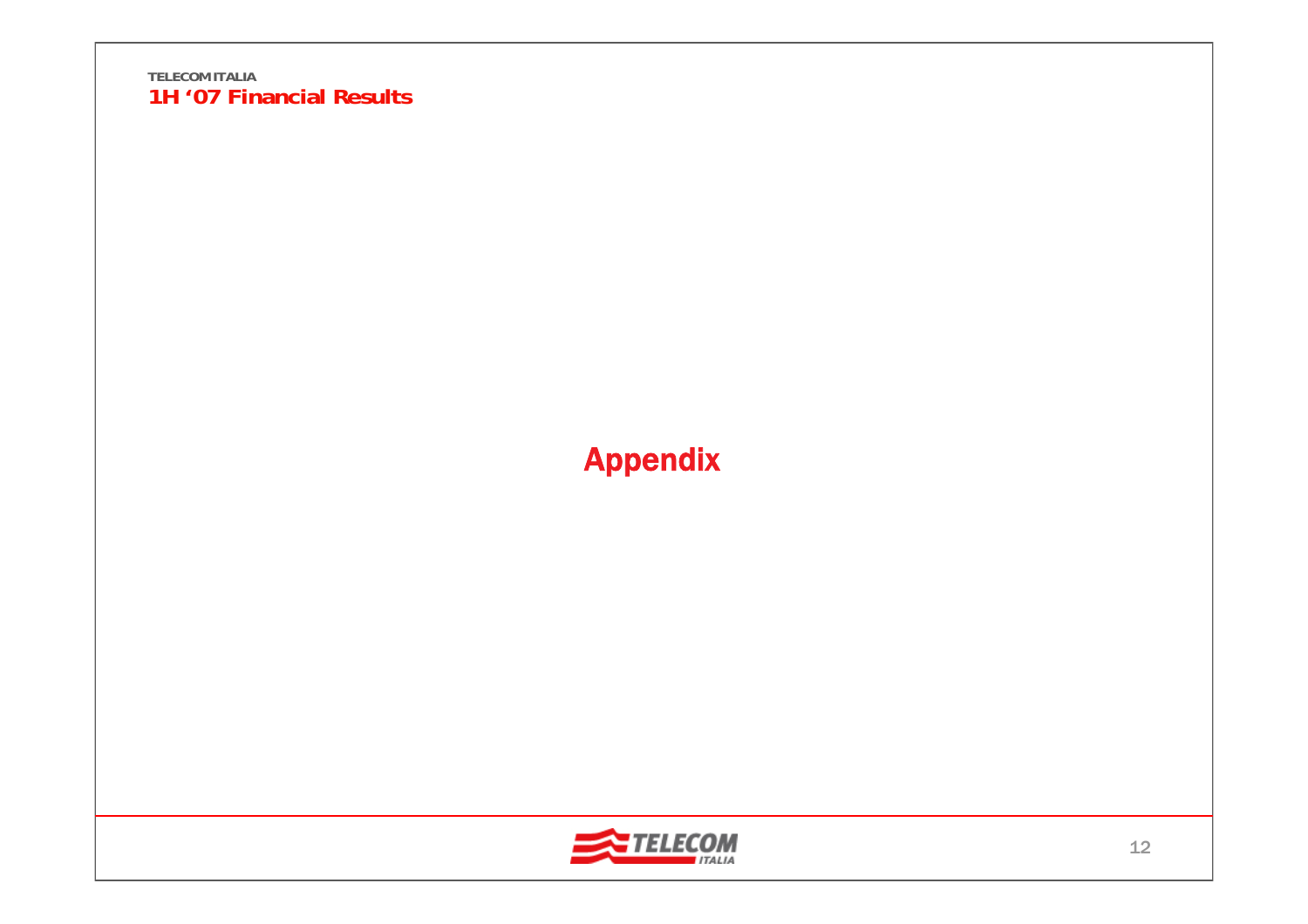# Appendix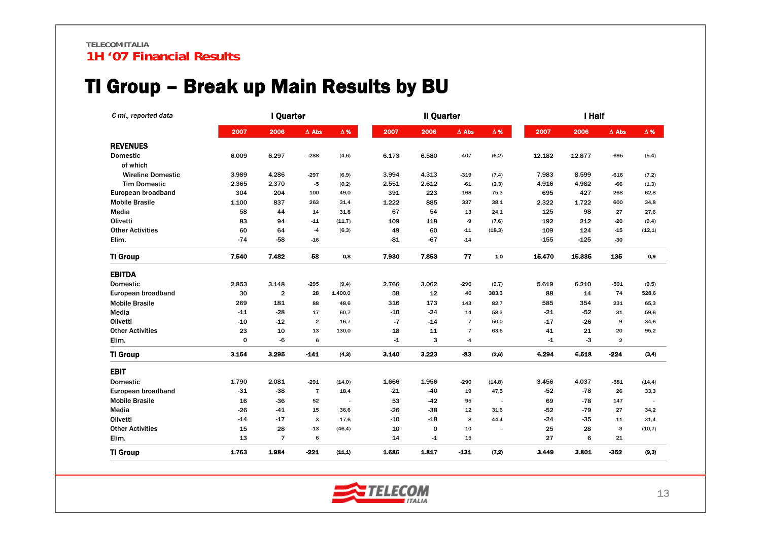TELECOM ITALIA

1H '07 Financial Results

# TI Group – Break up Main Results by BU

| *€ ml., reported data* | I Quarter | | | | II Quarter | | | | I Half | | | |
|---|---|---|---|---|---|---|---|---|---|---|---|---|
| | 2007 | 2006 | Δ Abs | Δ % | 2007 | 2006 | Δ Abs | Δ % | 2007 | 2006 | Δ Abs | Δ % |
| **REVENUES** | | | | | | | | | | | | |
| Domestic | 6.009 | 6.297 | -288 | (4,6) | 6.173 | 6.580 | -407 | (6,2) | 12.182 | 12.877 | -695 | (5,4) |
| of which | | | | | | | | | | | | |
| Wireline Domestic | 3.989 | 4.286 | -297 | (6,9) | 3.994 | 4.313 | -319 | (7,4) | 7.983 | 8.599 | -616 | (7,2) |
| Tim Domestic | 2.365 | 2.370 | -5 | (0,2) | 2.551 | 2.612 | -61 | (2,3) | 4.916 | 4.982 | -66 | (1,3) |
| European broadband | 304 | 204 | 100 | 49,0 | 391 | 223 | 168 | 75,3 | 695 | 427 | 268 | 62,8 |
| Mobile Brasile | 1.100 | 837 | 263 | 31,4 | 1.222 | 885 | 337 | 38,1 | 2.322 | 1.722 | 600 | 34,8 |
| Media | 58 | 44 | 14 | 31,8 | 67 | 54 | 13 | 24,1 | 125 | 98 | 27 | 27,6 |
| Olivetti | 83 | 94 | -11 | (11,7) | 109 | 118 | -9 | (7,6) | 192 | 212 | -20 | (9,4) |
| Other Activities | 60 | 64 | -4 | (6,3) | 49 | 60 | -11 | (18,3) | 109 | 124 | -15 | (12,1) |
| Elim. | -74 | -58 | -16 | | -81 | -67 | -14 | | -155 | -125 | -30 | |
| **TI Group** | **7.540** | **7.482** | **58** | **0,8** | **7.930** | **7.853** | **77** | **1,0** | **15.470** | **15.335** | **135** | **0,9** |
| **EBITDA** | | | | | | | | | | | | |
| Domestic | 2.853 | 3.148 | -295 | (9,4) | 2.766 | 3.062 | -296 | (9,7) | 5.619 | 6.210 | -591 | (9,5) |
| European broadband | 30 | 2 | 28 | 1.400,0 | 58 | 12 | 46 | 383,3 | 88 | 14 | 74 | 528,6 |
| Mobile Brasile | 269 | 181 | 88 | 48,6 | 316 | 173 | 143 | 82,7 | 585 | 354 | 231 | 65,3 |
| Media | -11 | -28 | 17 | 60,7 | -10 | -24 | 14 | 58,3 | -21 | -52 | 31 | 59,6 |
| Olivetti | -10 | -12 | 2 | 16,7 | -7 | -14 | 7 | 50,0 | -17 | -26 | 9 | 34,6 |
| Other Activities | 23 | 10 | 13 | 130,0 | 18 | 11 | 7 | 63,6 | 41 | 21 | 20 | 95,2 |
| Elim. | 0 | -6 | 6 | | -1 | 3 | -4 | | -1 | -3 | 2 | |
| **TI Group** | **3.154** | **3.295** | **-141** | **(4,3)** | **3.140** | **3.223** | **-83** | **(2,6)** | **6.294** | **6.518** | **-224** | **(3,4)** |
| **EBIT** | | | | | | | | | | | | |
| Domestic | 1.790 | 2.081 | -291 | (14,0) | 1.666 | 1.956 | -290 | (14,8) | 3.456 | 4.037 | -581 | (14,4) |
| European broadband | -31 | -38 | 7 | 18,4 | -21 | -40 | 19 | 47,5 | -52 | -78 | 26 | 33,3 |
| Mobile Brasile | 16 | -36 | 52 | - | 53 | -42 | 95 | - | 69 | -78 | 147 | - |
| Media | -26 | -41 | 15 | 36,6 | -26 | -38 | 12 | 31,6 | -52 | -79 | 27 | 34,2 |
| Olivetti | -14 | -17 | 3 | 17,6 | -10 | -18 | 8 | 44,4 | -24 | -35 | 11 | 31,4 |
| Other Activities | 15 | 28 | -13 | (46,4) | 10 | 0 | 10 | - | 25 | 28 | -3 | (10,7) |
| Elim. | 13 | 7 | 6 | | 14 | -1 | 15 | | 27 | 6 | 21 | |
| **TI Group** | **1.763** | **1.984** | **-221** | **(11,1)** | **1.686** | **1.817** | **-131** | **(7,2)** | **3.449** | **3.801** | **-352** | **(9,3)** |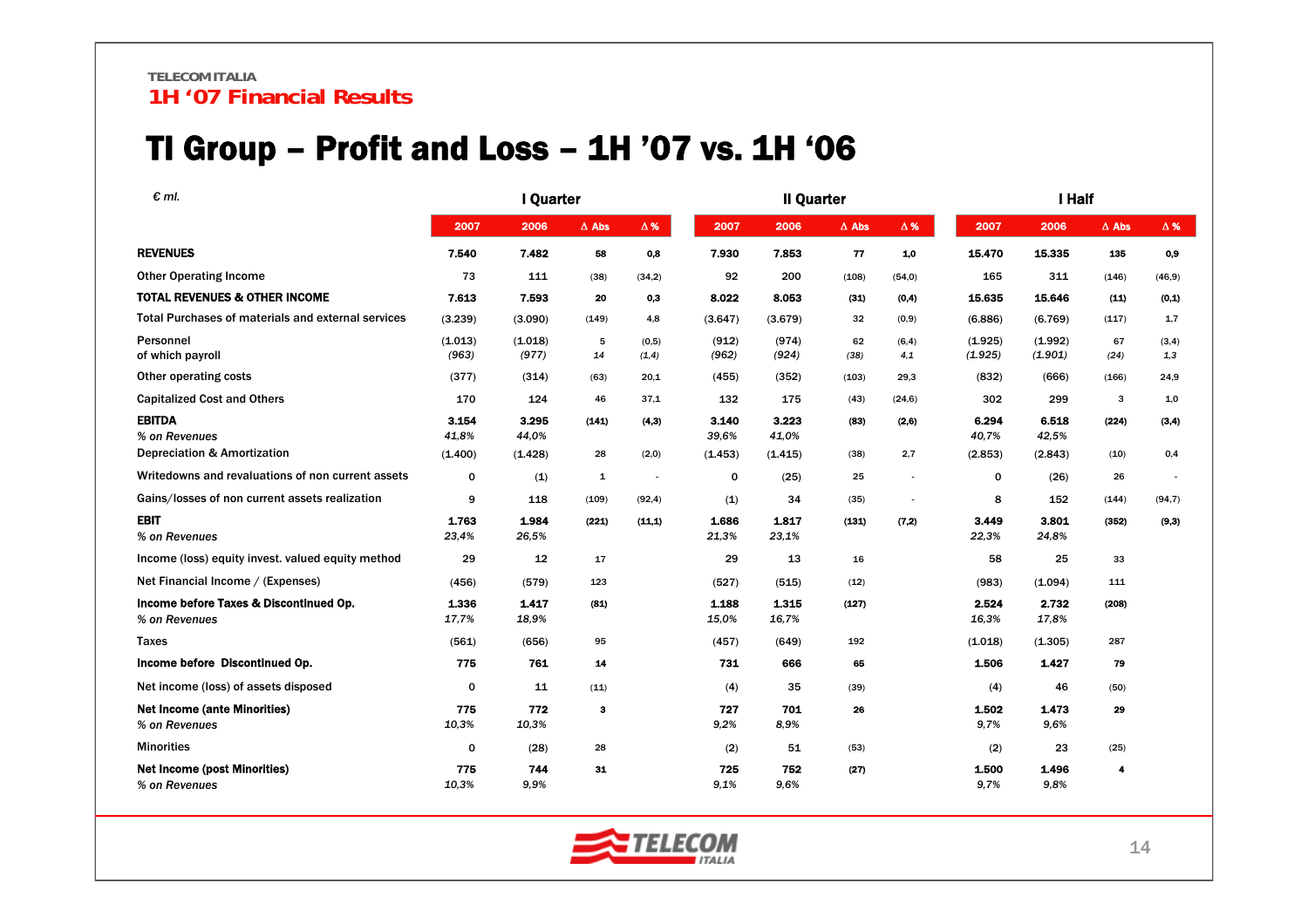TELECOM ITALIA

1H '07 Financial Results

# TI Group – Profit and Loss – 1H '07 vs. 1H '06

| € ml. | I Quarter | | | | II Quarter | | | | I Half | | | |
|---|---|---|---|---|---|---|---|---|---|---|---|---|
| | 2007 | 2006 | Δ Abs | Δ % | 2007 | 2006 | Δ Abs | Δ % | 2007 | 2006 | Δ Abs | Δ % |
| **REVENUES** | **7.540** | **7.482** | **58** | **0,8** | **7.930** | **7.853** | **77** | **1,0** | **15.470** | **15.335** | **135** | **0,9** |
| Other Operating Income | 73 | 111 | (38) | (34,2) | 92 | 200 | (108) | (54,0) | 165 | 311 | (146) | (46,9) |
| **TOTAL REVENUES & OTHER INCOME** | **7.613** | **7.593** | **20** | **0,3** | **8.022** | **8.053** | **(31)** | **(0,4)** | **15.635** | **15.646** | **(11)** | **(0,1)** |
| Total Purchases of materials and external services | (3.239) | (3.090) | (149) | 4,8 | (3.647) | (3.679) | 32 | (0,9) | (6.886) | (6.769) | (117) | 1,7 |
| Personnel | (1.013) | (1.018) | 5 | (0,5) | (912) | (974) | 62 | (6,4) | (1.925) | (1.992) | 67 | (3,4) |
| of which payroll | *(963)* | *(977)* | *14* | *(1,4)* | *(962)* | *(924)* | *(38)* | *4,1* | *(1.925)* | *(1.901)* | *(24)* | *1,3* |
| Other operating costs | (377) | (314) | (63) | 20,1 | (455) | (352) | (103) | 29,3 | (832) | (666) | (166) | 24,9 |
| Capitalized Cost and Others | 170 | 124 | 46 | 37,1 | 132 | 175 | (43) | (24,6) | 302 | 299 | 3 | 1,0 |
| **EBITDA** | **3.154** | **3.295** | **(141)** | **(4,3)** | **3.140** | **3.223** | **(83)** | **(2,6)** | **6.294** | **6.518** | **(224)** | **(3,4)** |
| *% on Revenues* | *41,8%* | *44,0%* | | | *39,6%* | *41,0%* | | | *40,7%* | *42,5%* | | |
| Depreciation & Amortization | (1.400) | (1.428) | 28 | (2,0) | (1.453) | (1.415) | (38) | 2,7 | (2.853) | (2.843) | (10) | 0,4 |
| Writedowns and revaluations of non current assets | 0 | (1) | 1 | - | 0 | (25) | 25 | - | 0 | (26) | 26 | - |
| Gains/losses of non current assets realization | 9 | 118 | (109) | (92,4) | (1) | 34 | (35) | - | 8 | 152 | (144) | (94,7) |
| **EBIT** | **1.763** | **1.984** | **(221)** | **(11,1)** | **1.686** | **1.817** | **(131)** | **(7,2)** | **3.449** | **3.801** | **(352)** | **(9,3)** |
| *% on Revenues* | *23,4%* | *26,5%* | | | *21,3%* | *23,1%* | | | *22,3%* | *24,8%* | | |
| Income (loss) equity invest. valued equity method | 29 | 12 | 17 | | 29 | 13 | 16 | | 58 | 25 | 33 | |
| Net Financial Income / (Expenses) | (456) | (579) | 123 | | (527) | (515) | (12) | | (983) | (1.094) | 111 | |
| **Income before Taxes & Discontinued Op.** | **1.336** | **1.417** | **(81)** | | **1.188** | **1.315** | **(127)** | | **2.524** | **2.732** | **(208)** | |
| *% on Revenues* | *17,7%* | *18,9%* | | | *15,0%* | *16,7%* | | | *16,3%* | *17,8%* | | |
| Taxes | (561) | (656) | 95 | | (457) | (649) | 192 | | (1.018) | (1.305) | 287 | |
| **Income before Discontinued Op.** | **775** | **761** | **14** | | **731** | **666** | **65** | | **1.506** | **1.427** | **79** | |
| Net income (loss) of assets disposed | 0 | 11 | (11) | | (4) | 35 | (39) | | (4) | 46 | (50) | |
| **Net Income (ante Minorities)** | **775** | **772** | **3** | | **727** | **701** | **26** | | **1.502** | **1.473** | **29** | |
| *% on Revenues* | *10,3%* | *10,3%* | | | *9,2%* | *8,9%* | | | *9,7%* | *9,6%* | | |
| Minorities | 0 | (28) | 28 | | (2) | 51 | (53) | | (2) | 23 | (25) | |
| **Net Income (post Minorities)** | **775** | **744** | **31** | | **725** | **752** | **(27)** | | **1.500** | **1.496** | **4** | |
| *% on Revenues* | *10,3%* | *9,9%* | | | *9,1%* | *9,6%* | | | *9,7%* | *9,8%* | | |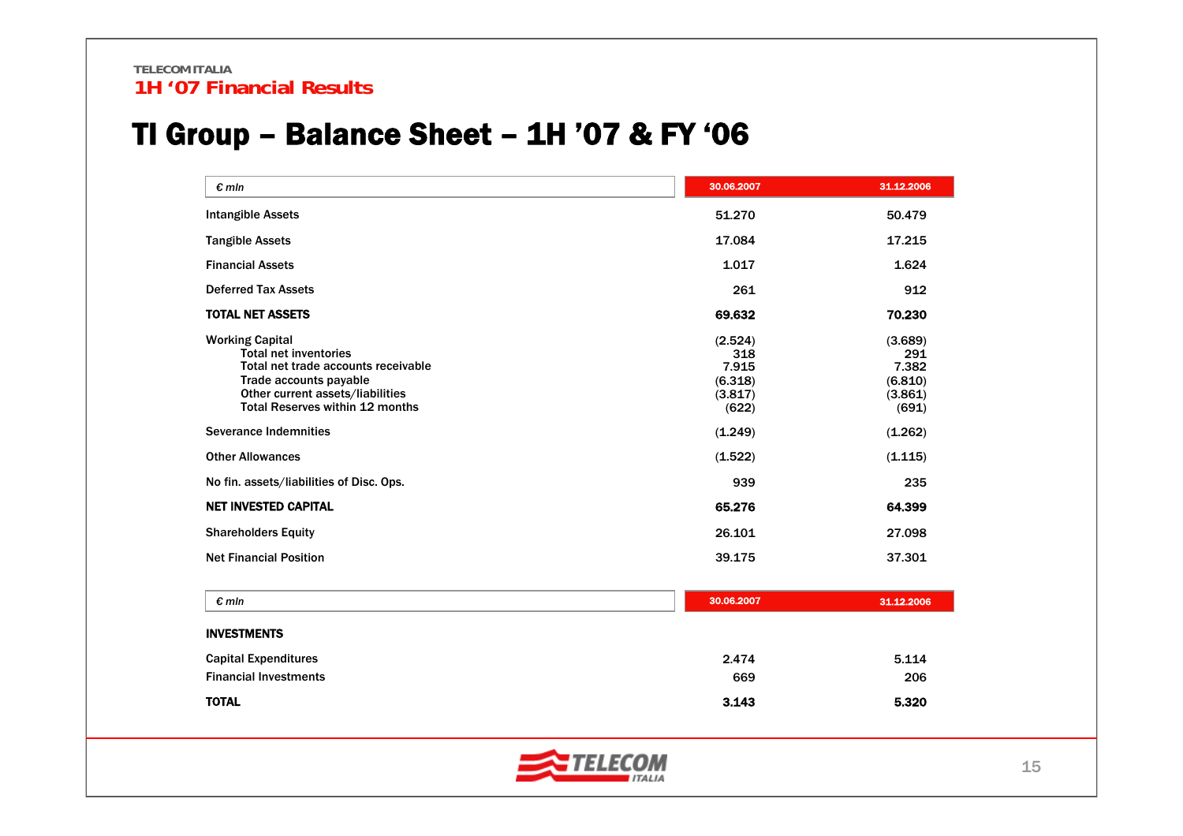TELECOM ITALIA
1H '07 Financial Results

# TI Group – Balance Sheet – 1H '07 & FY '06

| *€ mln* | 30.06.2007 | 31.12.2006 |
|---|---|---|
| Intangible Assets | 51.270 | 50.479 |
| Tangible Assets | 17.084 | 17.215 |
| Financial Assets | 1.017 | 1.624 |
| Deferred Tax Assets | 261 | 912 |
| **TOTAL NET ASSETS** | **69.632** | **70.230** |
| Working Capital | (2.524) | (3.689) |
| Total net inventories | 318 | 291 |
| Total net trade accounts receivable | 7.915 | 7.382 |
| Trade accounts payable | (6.318) | (6.810) |
| Other current assets/liabilities | (3.817) | (3.861) |
| Total Reserves within 12 months | (622) | (691) |
| Severance Indemnities | (1.249) | (1.262) |
| Other Allowances | (1.522) | (1.115) |
| No fin. assets/liabilities of Disc. Ops. | 939 | 235 |
| **NET INVESTED CAPITAL** | **65.276** | **64.399** |
| Shareholders Equity | 26.101 | 27.098 |
| Net Financial Position | 39.175 | 37.301 |

| *€ mln* | 30.06.2007 | 31.12.2006 |
|---|---|---|
| **INVESTMENTS** | | |
| Capital Expenditures | 2.474 | 5.114 |
| Financial Investments | 669 | 206 |
| **TOTAL** | **3.143** | **5.320** |